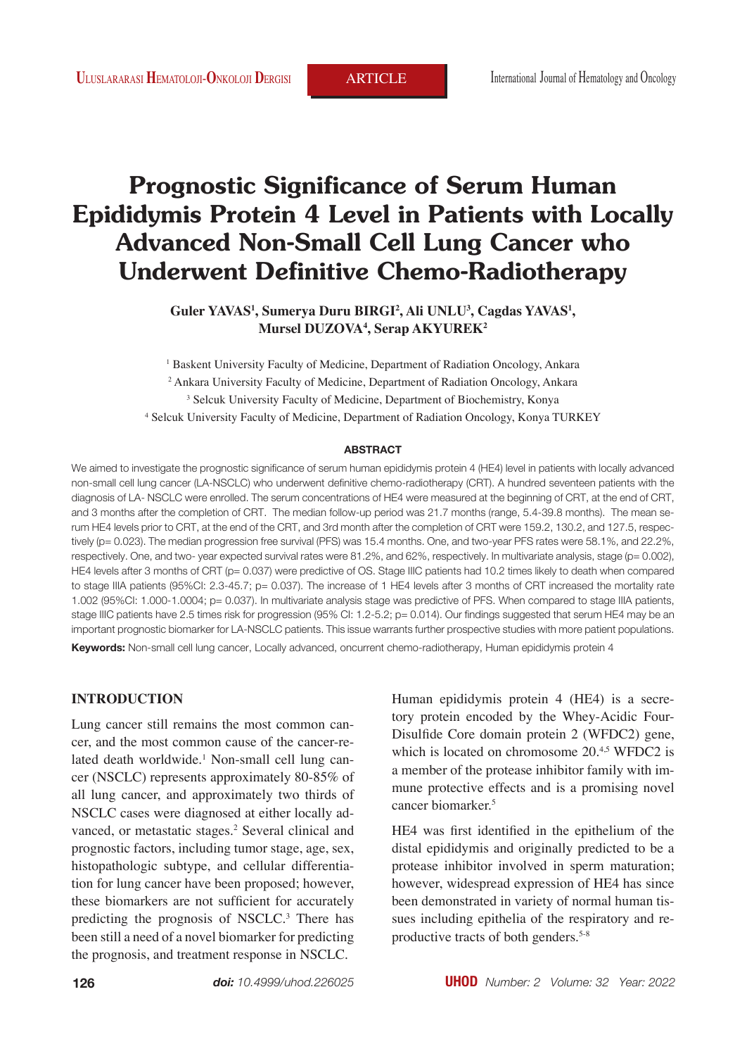ARTICLE

# Prognostic Significance of Serum Human Epididymis Protein 4 Level in Patients with Locally Advanced Non-Small Cell Lung Cancer who Underwent Definitive Chemo-Radiotherapy

**Guler YAVAS[1], Sumerya Duru BIRGI[2], Ali UNLU[3], Cagdas YAVAS[1], Mursel DUZOVA[4], Serap AKYUREK[2]**

[1] Baskent University Faculty of Medicine, Department of Radiation Oncology, Ankara

[2] Ankara University Faculty of Medicine, Department of Radiation Oncology, Ankara

[3] Selcuk University Faculty of Medicine, Department of Biochemistry, Konya

[4] Selcuk University Faculty of Medicine, Department of Radiation Oncology, Konya TURKEY

## ABSTRACT

We aimed to investigate the prognostic significance of serum human epididymis protein 4 (HE4) level in patients with locally advanced non-small cell lung cancer (LA-NSCLC) who underwent definitive chemo-radiotherapy (CRT). A hundred seventeen patients with the diagnosis of LA- NSCLC were enrolled. The serum concentrations of HE4 were measured at the beginning of CRT, at the end of CRT, and 3 months after the completion of CRT. The median follow-up period was 21.7 months (range, 5.4-39.8 months). The mean serum HE4 levels prior to CRT, at the end of the CRT, and 3rd month after the completion of CRT were 159.2, 130.2, and 127.5, respectively (p= 0.023). The median progression free survival (PFS) was 15.4 months. One, and two-year PFS rates were 58.1%, and 22.2%, respectively. One, and two- year expected survival rates were 81.2%, and 62%, respectively. In multivariate analysis, stage (p= 0.002), HE4 levels after 3 months of CRT (p= 0.037) were predictive of OS. Stage IIIC patients had 10.2 times likely to death when compared to stage IIIA patients (95%CI: 2.3-45.7; p= 0.037). The increase of 1 HE4 levels after 3 months of CRT increased the mortality rate 1.002 (95%CI: 1.000-1.0004; p= 0.037). In multivariate analysis stage was predictive of PFS. When compared to stage IIIA patients, stage IIIC patients have 2.5 times risk for progression (95% CI: 1.2-5.2; p= 0.014). Our findings suggested that serum HE4 may be an important prognostic biomarker for LA-NSCLC patients. This issue warrants further prospective studies with more patient populations.

**Keywords:** Non-small cell lung cancer, Locally advanced, oncurrent chemo-radiotherapy, Human epididymis protein 4

## INTRODUCTION

Lung cancer still remains the most common cancer, and the most common cause of the cancer-related death worldwide.[1] Non-small cell lung cancer (NSCLC) represents approximately 80-85% of all lung cancer, and approximately two thirds of NSCLC cases were diagnosed at either locally advanced, or metastatic stages.[2] Several clinical and prognostic factors, including tumor stage, age, sex, histopathologic subtype, and cellular differentiation for lung cancer have been proposed; however, these biomarkers are not sufficient for accurately predicting the prognosis of NSCLC.[3] There has been still a need of a novel biomarker for predicting the prognosis, and treatment response in NSCLC.

Human epididymis protein 4 (HE4) is a secretory protein encoded by the Whey-Acidic Four-Disulfide Core domain protein 2 (WFDC2) gene, which is located on chromosome 20.[4,5] WFDC2 is a member of the protease inhibitor family with immune protective effects and is a promising novel cancer biomarker.[5]

HE4 was first identified in the epithelium of the distal epididymis and originally predicted to be a protease inhibitor involved in sperm maturation; however, widespread expression of HE4 has since been demonstrated in variety of normal human tissues including epithelia of the respiratory and reproductive tracts of both genders.[5-8]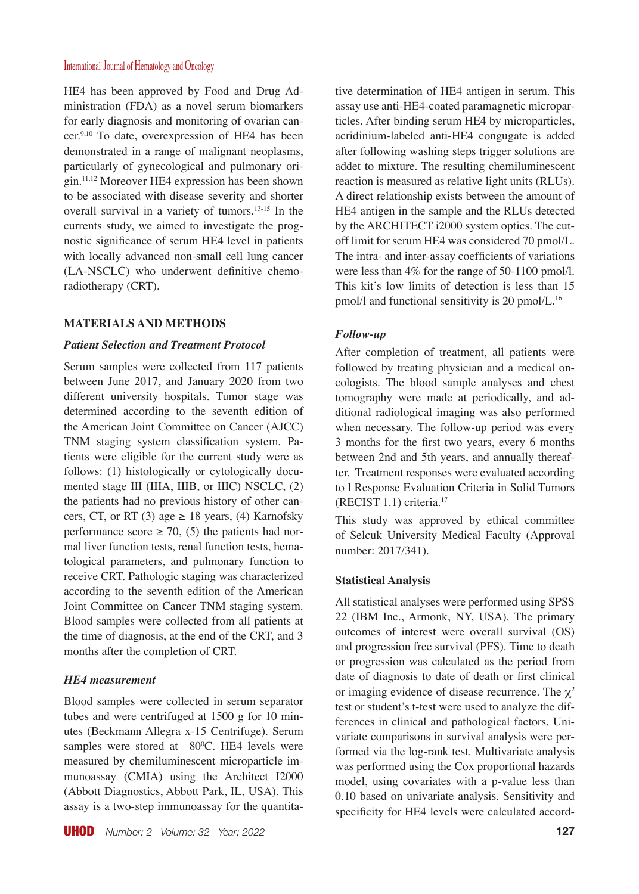HE4 has been approved by Food and Drug Administration (FDA) as a novel serum biomarkers for early diagnosis and monitoring of ovarian cancer.[9,10] To date, overexpression of HE4 has been demonstrated in a range of malignant neoplasms, particularly of gynecological and pulmonary origin.[11,12] Moreover HE4 expression has been shown to be associated with disease severity and shorter overall survival in a variety of tumors.[13-15] In the currents study, we aimed to investigate the prognostic significance of serum HE4 level in patients with locally advanced non-small cell lung cancer (LA-NSCLC) who underwent definitive chemoradiotherapy (CRT).

## MATERIALS AND METHODS

### *Patient Selection and Treatment Protocol*

Serum samples were collected from 117 patients between June 2017, and January 2020 from two different university hospitals. Tumor stage was determined according to the seventh edition of the American Joint Committee on Cancer (AJCC) TNM staging system classification system. Patients were eligible for the current study were as follows: (1) histologically or cytologically documented stage III (IIIA, IIIB, or IIIC) NSCLC, (2) the patients had no previous history of other cancers, CT, or RT (3) age ≥ 18 years, (4) Karnofsky performance score ≥ 70, (5) the patients had normal liver function tests, renal function tests, hematological parameters, and pulmonary function to receive CRT. Pathologic staging was characterized according to the seventh edition of the American Joint Committee on Cancer TNM staging system. Blood samples were collected from all patients at the time of diagnosis, at the end of the CRT, and 3 months after the completion of CRT.

### *HE4 measurement*

Blood samples were collected in serum separator tubes and were centrifuged at 1500 g for 10 minutes (Beckmann Allegra x-15 Centrifuge). Serum samples were stored at –80$^0$C. HE4 levels were measured by chemiluminescent microparticle immunoassay (CMIA) using the Architect I2000 (Abbott Diagnostics, Abbott Park, IL, USA). This assay is a two-step immunoassay for the quantitative determination of HE4 antigen in serum. This assay use anti-HE4-coated paramagnetic microparticles. After binding serum HE4 by microparticles, acridinium-labeled anti-HE4 congugate is added after following washing steps trigger solutions are addet to mixture. The resulting chemiluminescent reaction is measured as relative light units (RLUs). A direct relationship exists between the amount of HE4 antigen in the sample and the RLUs detected by the ARCHITECT i2000 system optics. The cutoff limit for serum HE4 was considered 70 pmol/L. The intra- and inter-assay coefficients of variations were less than 4% for the range of 50-1100 pmol/l. This kit's low limits of detection is less than 15 pmol/l and functional sensitivity is 20 pmol/L.[16]

### *Follow-up*

After completion of treatment, all patients were followed by treating physician and a medical oncologists. The blood sample analyses and chest tomography were made at periodically, and additional radiological imaging was also performed when necessary. The follow-up period was every 3 months for the first two years, every 6 months between 2nd and 5th years, and annually thereafter. Treatment responses were evaluated according to l Response Evaluation Criteria in Solid Tumors (RECIST 1.1) criteria.[17]

This study was approved by ethical committee of Selcuk University Medical Faculty (Approval number: 2017/341).

### Statistical Analysis

All statistical analyses were performed using SPSS 22 (IBM Inc., Armonk, NY, USA). The primary outcomes of interest were overall survival (OS) and progression free survival (PFS). Time to death or progression was calculated as the period from date of diagnosis to date of death or first clinical or imaging evidence of disease recurrence. The $\chi^2$ test or student's t-test were used to analyze the differences in clinical and pathological factors. Univariate comparisons in survival analysis were performed via the log-rank test. Multivariate analysis was performed using the Cox proportional hazards model, using covariates with a p-value less than 0.10 based on univariate analysis. Sensitivity and specificity for HE4 levels were calculated accord-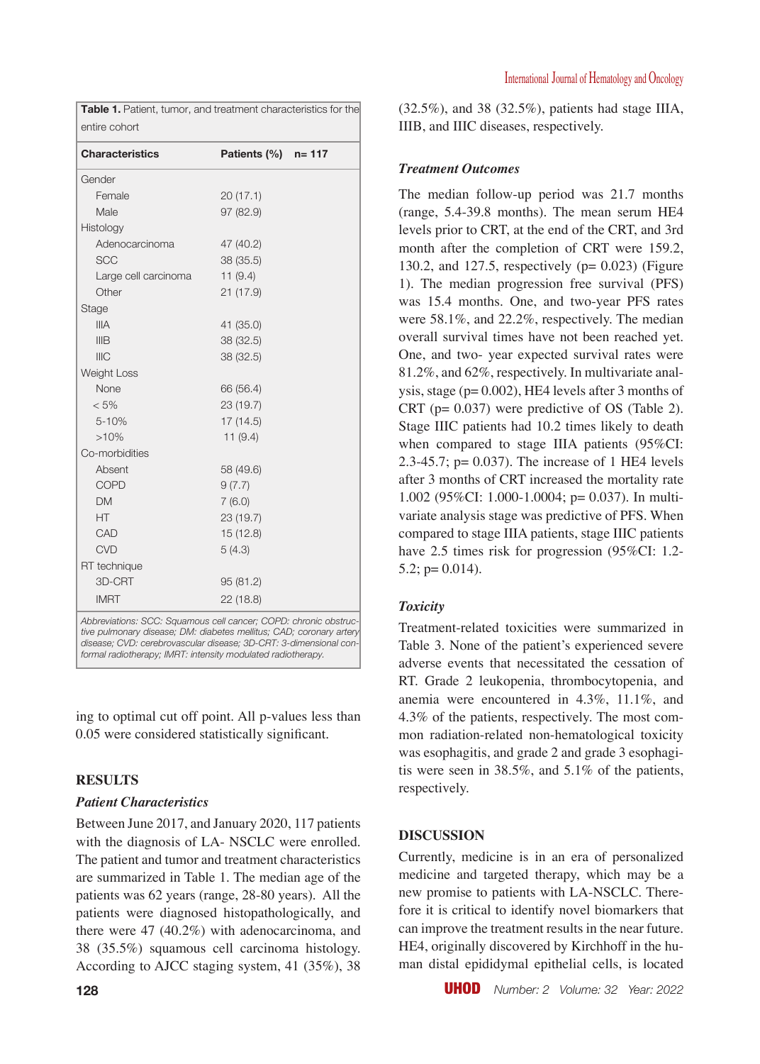**Table 1.** Patient, tumor, and treatment characteristics for the entire cohort

| Characteristics | Patients (%) n= 117 |
|---|---|
| Gender | |
| Female | 20 (17.1) |
| Male | 97 (82.9) |
| Histology | |
| Adenocarcinoma | 47 (40.2) |
| SCC | 38 (35.5) |
| Large cell carcinoma | 11 (9.4) |
| Other | 21 (17.9) |
| Stage | |
| IIIA | 41 (35.0) |
| IIIB | 38 (32.5) |
| IIIC | 38 (32.5) |
| Weight Loss | |
| None | 66 (56.4) |
| < 5% | 23 (19.7) |
| 5-10% | 17 (14.5) |
| >10% | 11 (9.4) |
| Co-morbidities | |
| Absent | 58 (49.6) |
| COPD | 9 (7.7) |
| DM | 7 (6.0) |
| HT | 23 (19.7) |
| CAD | 15 (12.8) |
| CVD | 5 (4.3) |
| RT technique | |
| 3D-CRT | 95 (81.2) |
| IMRT | 22 (18.8) |

*Abbreviations: SCC: Squamous cell cancer; COPD: chronic obstructive pulmonary disease; DM: diabetes mellitus; CAD; coronary artery disease; CVD: cerebrovascular disease; 3D-CRT: 3-dimensional conformal radiotherapy; IMRT: intensity modulated radiotherapy.*

ing to optimal cut off point. All p-values less than 0.05 were considered statistically significant.

## RESULTS

### *Patient Characteristics*

Between June 2017, and January 2020, 117 patients with the diagnosis of LA- NSCLC were enrolled. The patient and tumor and treatment characteristics are summarized in Table 1. The median age of the patients was 62 years (range, 28-80 years). All the patients were diagnosed histopathologically, and there were 47 (40.2%) with adenocarcinoma, and 38 (35.5%) squamous cell carcinoma histology. According to AJCC staging system, 41 (35%), 38 (32.5%), and 38 (32.5%), patients had stage IIIA, IIIB, and IIIC diseases, respectively.

### *Treatment Outcomes*

The median follow-up period was 21.7 months (range, 5.4-39.8 months). The mean serum HE4 levels prior to CRT, at the end of the CRT, and 3rd month after the completion of CRT were 159.2, 130.2, and 127.5, respectively (p= 0.023) (Figure 1). The median progression free survival (PFS) was 15.4 months. One, and two-year PFS rates were 58.1%, and 22.2%, respectively. The median overall survival times have not been reached yet. One, and two- year expected survival rates were 81.2%, and 62%, respectively. In multivariate analysis, stage (p= 0.002), HE4 levels after 3 months of CRT (p= 0.037) were predictive of OS (Table 2). Stage IIIC patients had 10.2 times likely to death when compared to stage IIIA patients (95%CI: 2.3-45.7; p= 0.037). The increase of 1 HE4 levels after 3 months of CRT increased the mortality rate 1.002 (95%CI: 1.000-1.0004; p= 0.037). In multivariate analysis stage was predictive of PFS. When compared to stage IIIA patients, stage IIIC patients have 2.5 times risk for progression (95%CI: 1.2-5.2; p= 0.014).

### *Toxicity*

Treatment-related toxicities were summarized in Table 3. None of the patient's experienced severe adverse events that necessitated the cessation of RT. Grade 2 leukopenia, thrombocytopenia, and anemia were encountered in 4.3%, 11.1%, and 4.3% of the patients, respectively. The most common radiation-related non-hematological toxicity was esophagitis, and grade 2 and grade 3 esophagitis were seen in 38.5%, and 5.1% of the patients, respectively.

## DISCUSSION

Currently, medicine is in an era of personalized medicine and targeted therapy, which may be a new promise to patients with LA-NSCLC. Therefore it is critical to identify novel biomarkers that can improve the treatment results in the near future. HE4, originally discovered by Kirchhoff in the human distal epididymal epithelial cells, is located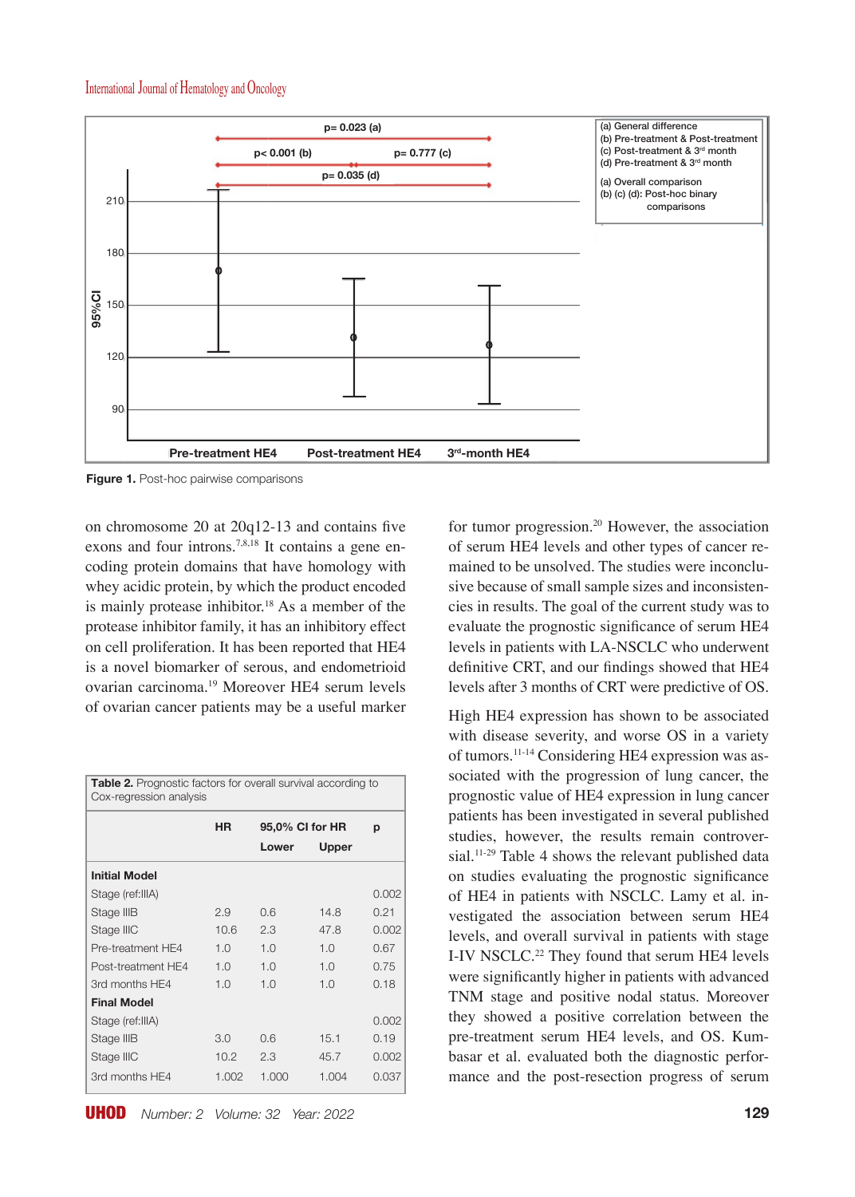Figure 1. Post-hoc pairwise comparisons

on chromosome 20 at 20q12-13 and contains five exons and four introns.[7,8,18] It contains a gene encoding protein domains that have homology with whey acidic protein, by which the product encoded is mainly protease inhibitor.[18] As a member of the protease inhibitor family, it has an inhibitory effect on cell proliferation. It has been reported that HE4 is a novel biomarker of serous, and endometrioid ovarian carcinoma.[19] Moreover HE4 serum levels of ovarian cancer patients may be a useful marker for tumor progression.[20] However, the association of serum HE4 levels and other types of cancer remained to be unsolved. The studies were inconclusive because of small sample sizes and inconsistencies in results. The goal of the current study was to evaluate the prognostic significance of serum HE4 levels in patients with LA-NSCLC who underwent definitive CRT, and our findings showed that HE4 levels after 3 months of CRT were predictive of OS.

**Table 2.** Prognostic factors for overall survival according to Cox-regression analysis

| | HR | 95,0% CI for HR | | p |
|---|---|---|---|---|
| | | Lower | Upper | |
| **Initial Model** | | | | |
| Stage (ref:IIIA) | | | | 0.002 |
| Stage IIIB | 2.9 | 0.6 | 14.8 | 0.21 |
| Stage IIIC | 10.6 | 2.3 | 47.8 | 0.002 |
| Pre-treatment HE4 | 1.0 | 1.0 | 1.0 | 0.67 |
| Post-treatment HE4 | 1.0 | 1.0 | 1.0 | 0.75 |
| 3rd months HE4 | 1.0 | 1.0 | 1.0 | 0.18 |
| **Final Model** | | | | |
| Stage (ref:IIIA) | | | | 0.002 |
| Stage IIIB | 3.0 | 0.6 | 15.1 | 0.19 |
| Stage IIIC | 10.2 | 2.3 | 45.7 | 0.002 |
| 3rd months HE4 | 1.002 | 1.000 | 1.004 | 0.037 |

High HE4 expression has shown to be associated with disease severity, and worse OS in a variety of tumors.[11-14] Considering HE4 expression was associated with the progression of lung cancer, the prognostic value of HE4 expression in lung cancer patients has been investigated in several published studies, however, the results remain controversial.[11-29] Table 4 shows the relevant published data on studies evaluating the prognostic significance of HE4 in patients with NSCLC. Lamy et al. investigated the association between serum HE4 levels, and overall survival in patients with stage I-IV NSCLC.[22] They found that serum HE4 levels were significantly higher in patients with advanced TNM stage and positive nodal status. Moreover they showed a positive correlation between the pre-treatment serum HE4 levels, and OS. Kumbasar et al. evaluated both the diagnostic performance and the post-resection progress of serum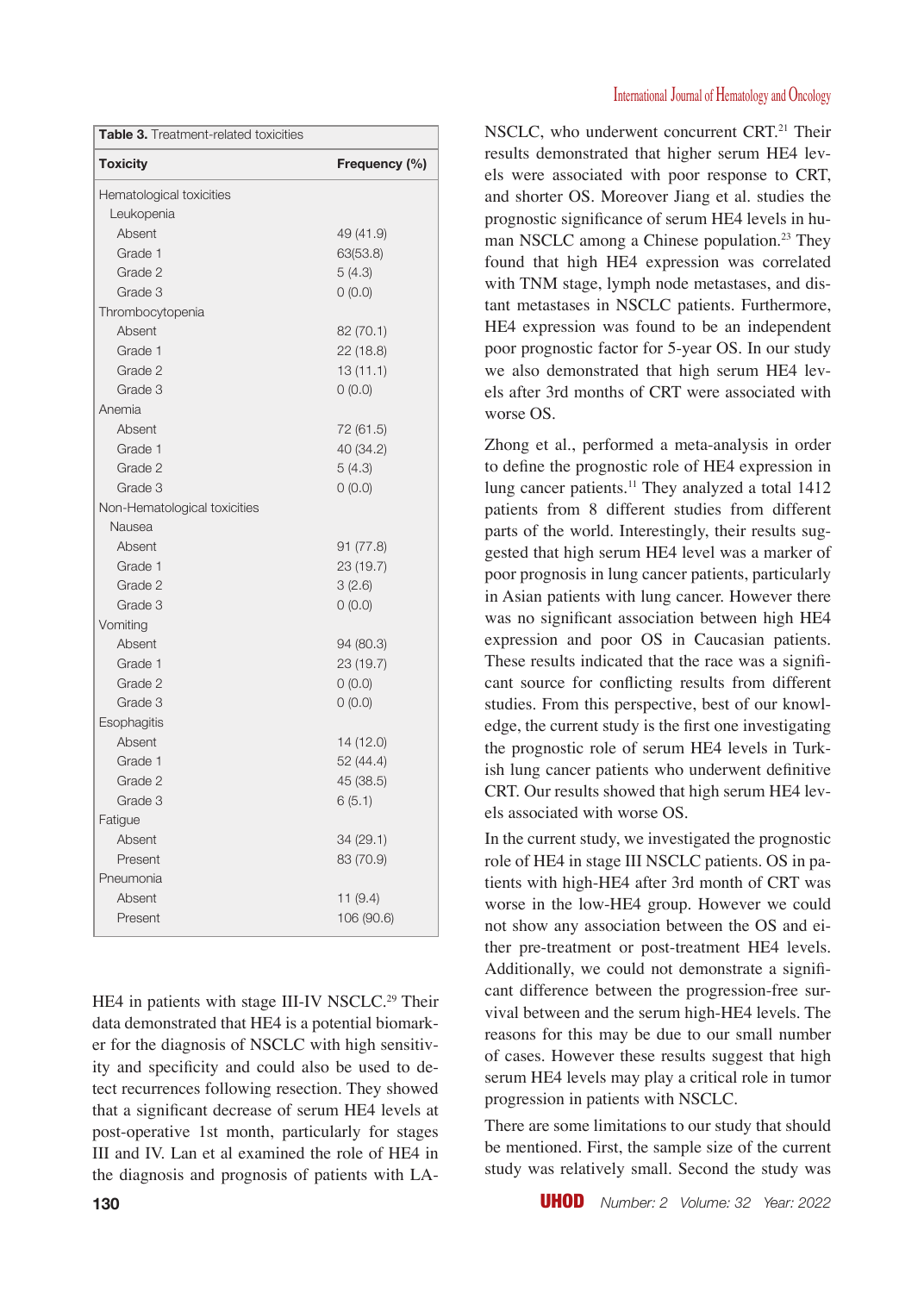**Table 3.** Treatment-related toxicities

| Toxicity | Frequency (%) |
|---|---|
| Hematological toxicities | |
| Leukopenia | |
| Absent | 49 (41.9) |
| Grade 1 | 63(53.8) |
| Grade 2 | 5 (4.3) |
| Grade 3 | 0 (0.0) |
| Thrombocytopenia | |
| Absent | 82 (70.1) |
| Grade 1 | 22 (18.8) |
| Grade 2 | 13 (11.1) |
| Grade 3 | 0 (0.0) |
| Anemia | |
| Absent | 72 (61.5) |
| Grade 1 | 40 (34.2) |
| Grade 2 | 5 (4.3) |
| Grade 3 | 0 (0.0) |
| Non-Hematological toxicities | |
| Nausea | |
| Absent | 91 (77.8) |
| Grade 1 | 23 (19.7) |
| Grade 2 | 3 (2.6) |
| Grade 3 | 0 (0.0) |
| Vomiting | |
| Absent | 94 (80.3) |
| Grade 1 | 23 (19.7) |
| Grade 2 | 0 (0.0) |
| Grade 3 | 0 (0.0) |
| Esophagitis | |
| Absent | 14 (12.0) |
| Grade 1 | 52 (44.4) |
| Grade 2 | 45 (38.5) |
| Grade 3 | 6 (5.1) |
| Fatigue | |
| Absent | 34 (29.1) |
| Present | 83 (70.9) |
| Pneumonia | |
| Absent | 11 (9.4) |
| Present | 106 (90.6) |

HE4 in patients with stage III-IV NSCLC.[29] Their data demonstrated that HE4 is a potential biomarker for the diagnosis of NSCLC with high sensitivity and specificity and could also be used to detect recurrences following resection. They showed that a significant decrease of serum HE4 levels at post-operative 1st month, particularly for stages III and IV. Lan et al examined the role of HE4 in the diagnosis and prognosis of patients with LA-NSCLC, who underwent concurrent CRT.[21] Their results demonstrated that higher serum HE4 levels were associated with poor response to CRT, and shorter OS. Moreover Jiang et al. studies the prognostic significance of serum HE4 levels in human NSCLC among a Chinese population.[23] They found that high HE4 expression was correlated with TNM stage, lymph node metastases, and distant metastases in NSCLC patients. Furthermore, HE4 expression was found to be an independent poor prognostic factor for 5-year OS. In our study we also demonstrated that high serum HE4 levels after 3rd months of CRT were associated with worse OS.

Zhong et al., performed a meta-analysis in order to define the prognostic role of HE4 expression in lung cancer patients.[11] They analyzed a total 1412 patients from 8 different studies from different parts of the world. Interestingly, their results suggested that high serum HE4 level was a marker of poor prognosis in lung cancer patients, particularly in Asian patients with lung cancer. However there was no significant association between high HE4 expression and poor OS in Caucasian patients. These results indicated that the race was a significant source for conflicting results from different studies. From this perspective, best of our knowledge, the current study is the first one investigating the prognostic role of serum HE4 levels in Turkish lung cancer patients who underwent definitive CRT. Our results showed that high serum HE4 levels associated with worse OS.

In the current study, we investigated the prognostic role of HE4 in stage III NSCLC patients. OS in patients with high-HE4 after 3rd month of CRT was worse in the low-HE4 group. However we could not show any association between the OS and either pre-treatment or post-treatment HE4 levels. Additionally, we could not demonstrate a significant difference between the progression-free survival between and the serum high-HE4 levels. The reasons for this may be due to our small number of cases. However these results suggest that high serum HE4 levels may play a critical role in tumor progression in patients with NSCLC.

There are some limitations to our study that should be mentioned. First, the sample size of the current study was relatively small. Second the study was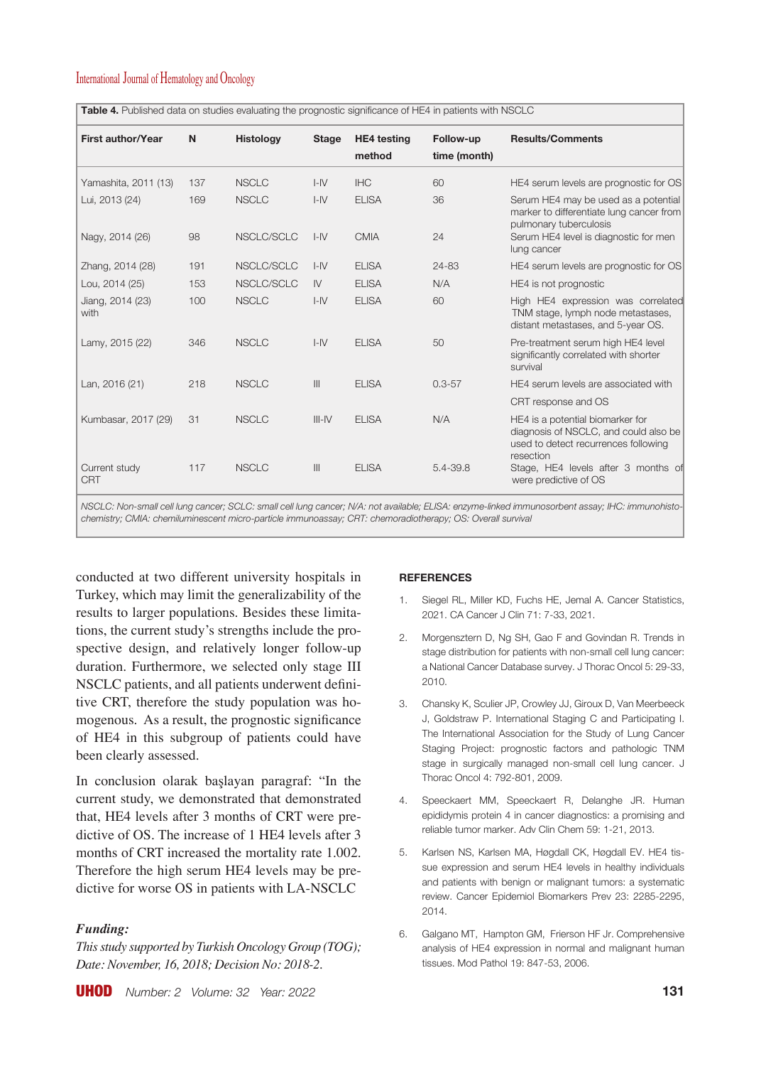**Table 4.** Published data on studies evaluating the prognostic significance of HE4 in patients with NSCLC

| First author/Year | N | Histology | Stage | HE4 testing method | Follow-up time (month) | Results/Comments |
|---|---|---|---|---|---|---|
| Yamashita, 2011 (13) | 137 | NSCLC | I-IV | IHC | 60 | HE4 serum levels are prognostic for OS |
| Lui, 2013 (24) | 169 | NSCLC | I-IV | ELISA | 36 | Serum HE4 may be used as a potential marker to differentiate lung cancer from pulmonary tuberculosis |
| Nagy, 2014 (26) | 98 | NSCLC/SCLC | I-IV | CMIA | 24 | Serum HE4 level is diagnostic for men lung cancer |
| Zhang, 2014 (28) | 191 | NSCLC/SCLC | I-IV | ELISA | 24-83 | HE4 serum levels are prognostic for OS |
| Lou, 2014 (25) | 153 | NSCLC/SCLC | IV | ELISA | N/A | HE4 is not prognostic |
| Jiang, 2014 (23) with | 100 | NSCLC | I-IV | ELISA | 60 | High HE4 expression was correlated TNM stage, lymph node metastases, distant metastases, and 5-year OS. |
| Lamy, 2015 (22) | 346 | NSCLC | I-IV | ELISA | 50 | Pre-treatment serum high HE4 level significantly correlated with shorter survival |
| Lan, 2016 (21) | 218 | NSCLC | III | ELISA | 0.3-57 | HE4 serum levels are associated with CRT response and OS |
| Kumbasar, 2017 (29) | 31 | NSCLC | III-IV | ELISA | N/A | HE4 is a potential biomarker for diagnosis of NSCLC, and could also be used to detect recurrences following resection |
| Current study CRT | 117 | NSCLC | III | ELISA | 5.4-39.8 | Stage, HE4 levels after 3 months of were predictive of OS |

*NSCLC: Non-small cell lung cancer; SCLC: small cell lung cancer; N/A: not available; ELISA: enzyme-linked immunosorbent assay; IHC: immunohistochemistry; CMIA: chemiluminescent micro-particle immunoassay; CRT: chemoradiotherapy; OS: Overall survival*

conducted at two different university hospitals in Turkey, which may limit the generalizability of the results to larger populations. Besides these limitations, the current study's strengths include the prospective design, and relatively longer follow-up duration. Furthermore, we selected only stage III NSCLC patients, and all patients underwent definitive CRT, therefore the study population was homogenous. As a result, the prognostic significance of HE4 in this subgroup of patients could have been clearly assessed.

In conclusion olarak başlayan paragraf: "In the current study, we demonstrated that demonstrated that, HE4 levels after 3 months of CRT were predictive of OS. The increase of 1 HE4 levels after 3 months of CRT increased the mortality rate 1.002. Therefore the high serum HE4 levels may be predictive for worse OS in patients with LA-NSCLC

***Funding:***

*This study supported by Turkish Oncology Group (TOG); Date: November, 16, 2018; Decision No: 2018-2.*

## REFERENCES

1. Siegel RL, Miller KD, Fuchs HE, Jemal A. Cancer Statistics, 2021. CA Cancer J Clin 71: 7-33, 2021.
2. Morgensztern D, Ng SH, Gao F and Govindan R. Trends in stage distribution for patients with non-small cell lung cancer: a National Cancer Database survey. J Thorac Oncol 5: 29-33, 2010.
3. Chansky K, Sculier JP, Crowley JJ, Giroux D, Van Meerbeeck J, Goldstraw P. International Staging C and Participating I. The International Association for the Study of Lung Cancer Staging Project: prognostic factors and pathologic TNM stage in surgically managed non-small cell lung cancer. J Thorac Oncol 4: 792-801, 2009.
4. Speeckaert MM, Speeckaert R, Delanghe JR. Human epididymis protein 4 in cancer diagnostics: a promising and reliable tumor marker. Adv Clin Chem 59: 1-21, 2013.
5. Karlsen NS, Karlsen MA, Høgdall CK, Høgdall EV. HE4 tissue expression and serum HE4 levels in healthy individuals and patients with benign or malignant tumors: a systematic review. Cancer Epidemiol Biomarkers Prev 23: 2285-2295, 2014.
6. Galgano MT, Hampton GM, Frierson HF Jr. Comprehensive analysis of HE4 expression in normal and malignant human tissues. Mod Pathol 19: 847-53, 2006.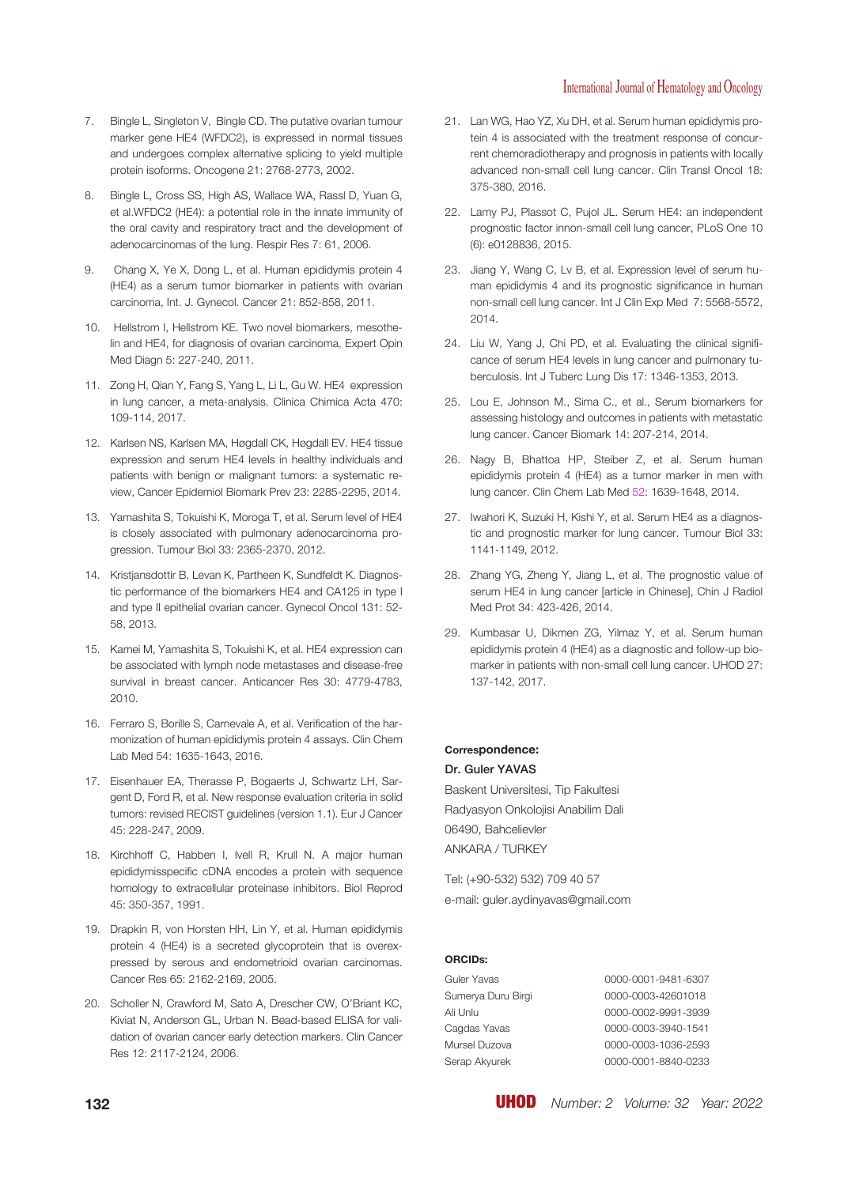7. Bingle L, Singleton V, Bingle CD. The putative ovarian tumour marker gene HE4 (WFDC2), is expressed in normal tissues and undergoes complex alternative splicing to yield multiple protein isoforms. Oncogene 21: 2768-2773, 2002.

8. Bingle L, Cross SS, High AS, Wallace WA, Rassl D, Yuan G, et al.WFDC2 (HE4): a potential role in the innate immunity of the oral cavity and respiratory tract and the development of adenocarcinomas of the lung. Respir Res 7: 61, 2006.

9. Chang X, Ye X, Dong L, et al. Human epididymis protein 4 (HE4) as a serum tumor biomarker in patients with ovarian carcinoma, Int. J. Gynecol. Cancer 21: 852-858, 2011.

10. Hellstrom I, Hellstrom KE. Two novel biomarkers, mesothelin and HE4, for diagnosis of ovarian carcinoma, Expert Opin Med Diagn 5: 227-240, 2011.

11. Zong H, Qian Y, Fang S, Yang L, Li L, Gu W. HE4 expression in lung cancer, a meta-analysis. Clinica Chimica Acta 470: 109-114, 2017.

12. Karlsen NS, Karlsen MA, Høgdall CK, Høgdall EV. HE4 tissue expression and serum HE4 levels in healthy individuals and patients with benign or malignant tumors: a systematic review, Cancer Epidemiol Biomark Prev 23: 2285-2295, 2014.

13. Yamashita S, Tokuishi K, Moroga T, et al. Serum level of HE4 is closely associated with pulmonary adenocarcinoma progression. Tumour Biol 33: 2365-2370, 2012.

14. Kristjansdottir B, Levan K, Partheen K, Sundfeldt K. Diagnostic performance of the biomarkers HE4 and CA125 in type I and type II epithelial ovarian cancer. Gynecol Oncol 131: 52-58, 2013.

15. Kamei M, Yamashita S, Tokuishi K, et al. HE4 expression can be associated with lymph node metastases and disease-free survival in breast cancer. Anticancer Res 30: 4779-4783, 2010.

16. Ferraro S, Borille S, Carnevale A, et al. Verification of the harmonization of human epididymis protein 4 assays. Clin Chem Lab Med 54: 1635-1643, 2016.

17. Eisenhauer EA, Therasse P, Bogaerts J, Schwartz LH, Sargent D, Ford R, et al. New response evaluation criteria in solid tumors: revised RECIST guidelines (version 1.1). Eur J Cancer 45: 228-247, 2009.

18. Kirchhoff C, Habben I, Ivell R, Krull N. A major human epididymisspecific cDNA encodes a protein with sequence homology to extracellular proteinase inhibitors. Biol Reprod 45: 350-357, 1991.

19. Drapkin R, von Horsten HH, Lin Y, et al. Human epididymis protein 4 (HE4) is a secreted glycoprotein that is overexpressed by serous and endometrioid ovarian carcinomas. Cancer Res 65: 2162-2169, 2005.

20. Scholler N, Crawford M, Sato A, Drescher CW, O'Briant KC, Kiviat N, Anderson GL, Urban N. Bead-based ELISA for validation of ovarian cancer early detection markers. Clin Cancer Res 12: 2117-2124, 2006.

21. Lan WG, Hao YZ, Xu DH, et al. Serum human epididymis protein 4 is associated with the treatment response of concurrent chemoradiotherapy and prognosis in patients with locally advanced non-small cell lung cancer. Clin Transl Oncol 18: 375-380, 2016.

22. Lamy PJ, Plassot C, Pujol JL. Serum HE4: an independent prognostic factor innon-small cell lung cancer, PLoS One 10 (6): e0128836, 2015.

23. Jiang Y, Wang C, Lv B, et al. Expression level of serum human epididymis 4 and its prognostic significance in human non-small cell lung cancer. Int J Clin Exp Med 7: 5568-5572, 2014.

24. Liu W, Yang J, Chi PD, et al. Evaluating the clinical significance of serum HE4 levels in lung cancer and pulmonary tuberculosis. Int J Tuberc Lung Dis 17: 1346-1353, 2013.

25. Lou E, Johnson M., Sima C., et al., Serum biomarkers for assessing histology and outcomes in patients with metastatic lung cancer. Cancer Biomark 14: 207-214, 2014.

26. Nagy B, Bhattoa HP, Steiber Z, et al. Serum human epididymis protein 4 (HE4) as a tumor marker in men with lung cancer. Clin Chem Lab Med 52: 1639-1648, 2014.

27. Iwahori K, Suzuki H, Kishi Y, et al. Serum HE4 as a diagnostic and prognostic marker for lung cancer. Tumour Biol 33: 1141-1149, 2012.

28. Zhang YG, Zheng Y, Jiang L, et al. The prognostic value of serum HE4 in lung cancer [article in Chinese], Chin J Radiol Med Prot 34: 423-426, 2014.

29. Kumbasar U, Dikmen ZG, Yilmaz Y, et al. Serum human epididymis protein 4 (HE4) as a diagnostic and follow-up biomarker in patients with non-small cell lung cancer. UHOD 27: 137-142, 2017.

**Correspondence:**

**Dr. Guler YAVAS**

Baskent Universitesi, Tip Fakultesi
Radyasyon Onkolojisi Anabilim Dali
06490, Bahcelievler
ANKARA / TURKEY

Tel: (+90-532) 532) 709 40 57
e-mail: guler.aydinyavas@gmail.com

**ORCIDs:**

| | |
|---|---|
| Guler Yavas | 0000-0001-9481-6307 |
| Sumerya Duru Birgi | 0000-0003-42601018 |
| Ali Unlu | 0000-0002-9991-3939 |
| Cagdas Yavas | 0000-0003-3940-1541 |
| Mursel Duzova | 0000-0003-1036-2593 |
| Serap Akyurek | 0000-0001-8840-0233 |